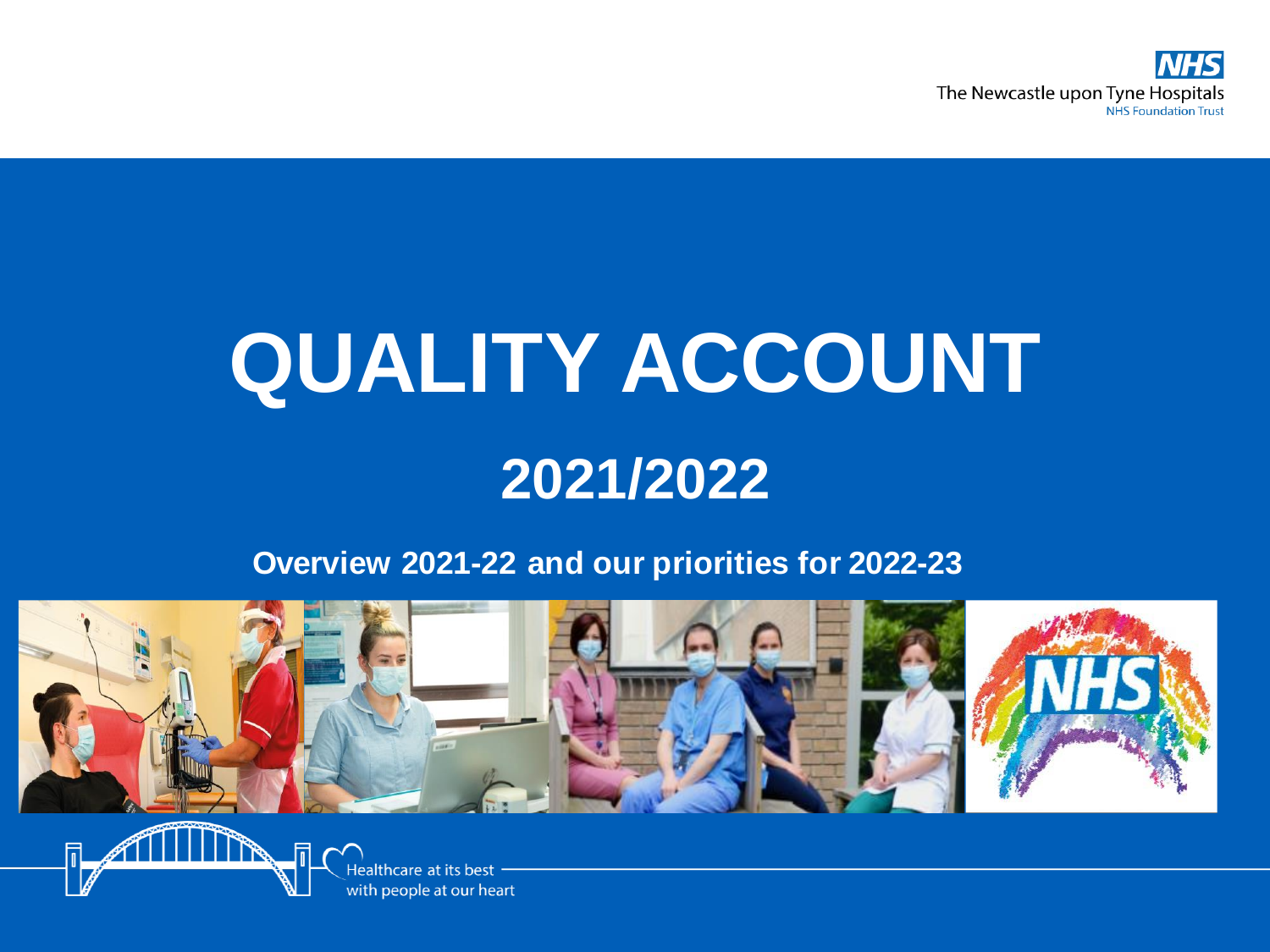NHS

The Newcastle upon Tyne Hospitals
NHS Foundation Trust

# QUALITY ACCOUNT

## 2021/2022

**Overview 2021-22 and our priorities for 2022-23**

Healthcare at its best
with people at our heart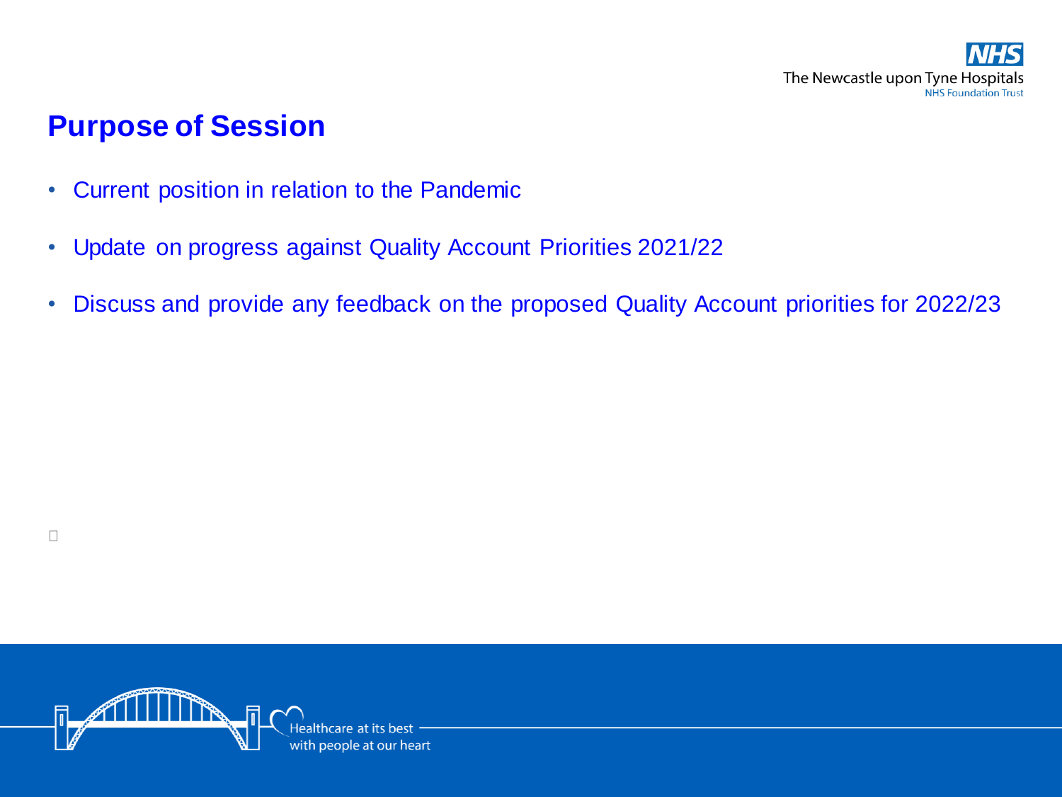# Purpose of Session

- Current position in relation to the Pandemic
- Update on progress against Quality Account Priorities 2021/22
- Discuss and provide any feedback on the proposed Quality Account priorities for 2022/23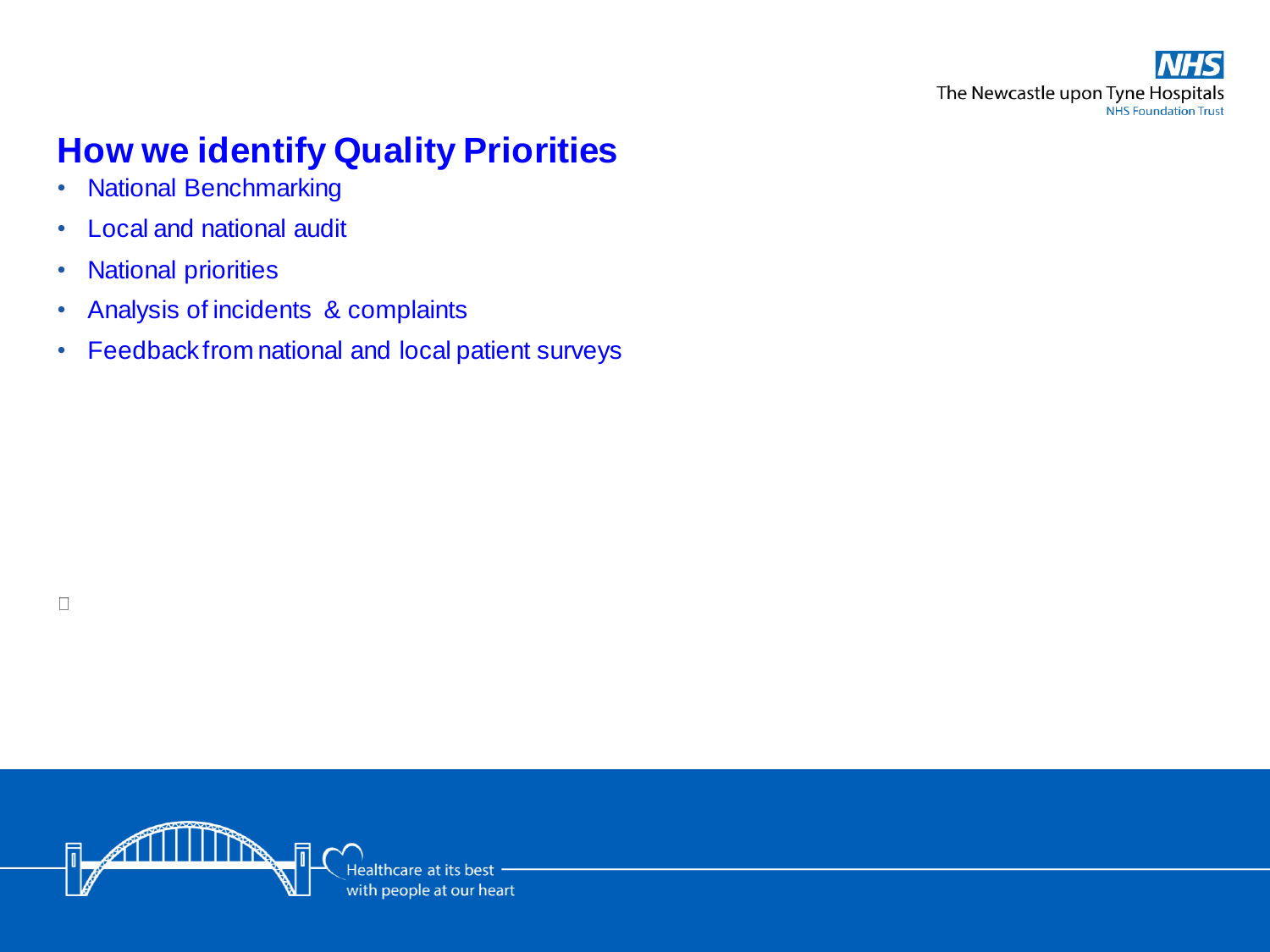# How we identify Quality Priorities

- National Benchmarking
- Local and national audit
- National priorities
- Analysis of incidents & complaints
- Feedback from national and local patient surveys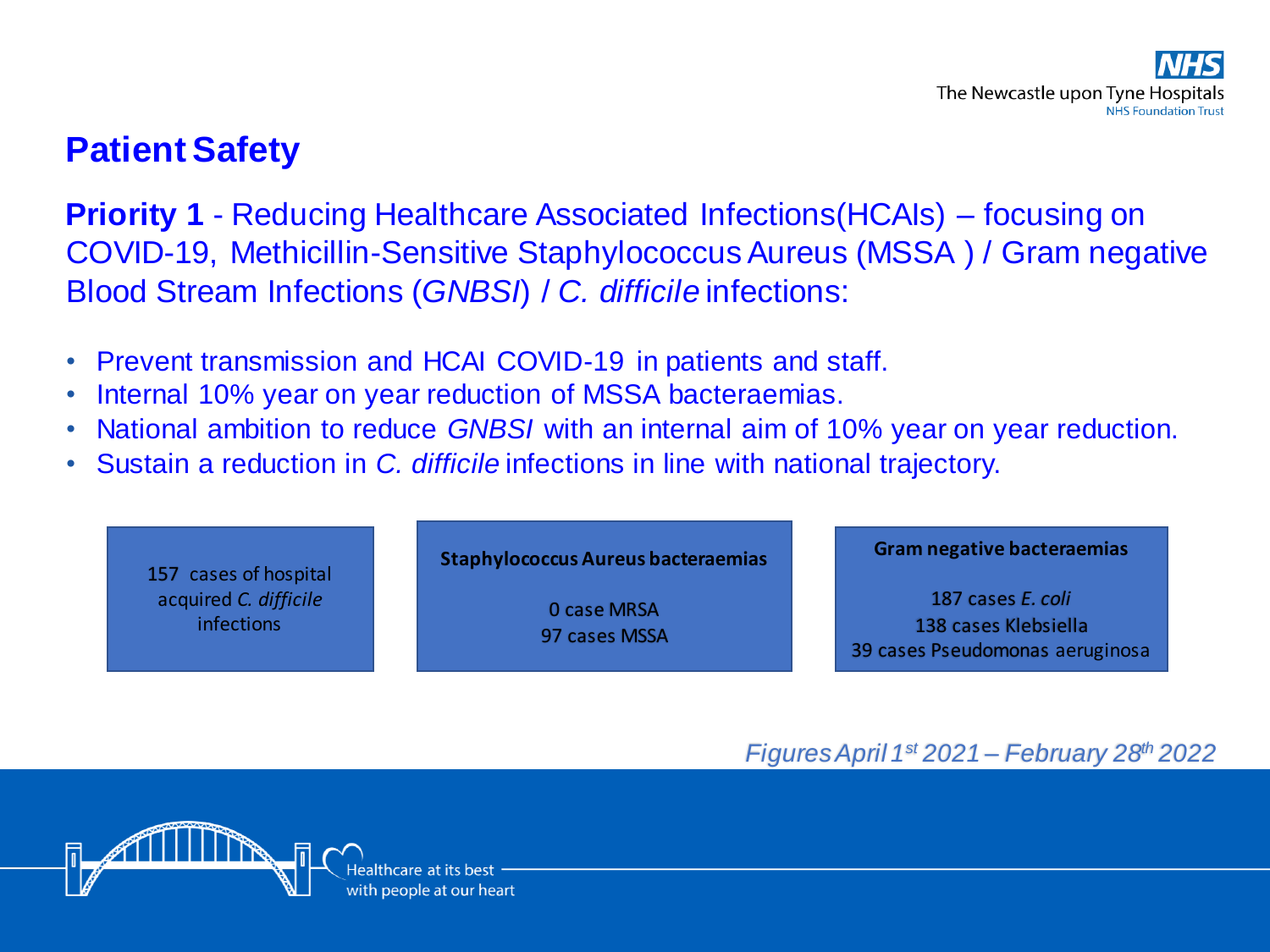# Patient Safety

**Priority 1** - Reducing Healthcare Associated Infections(HCAIs) – focusing on COVID-19, Methicillin-Sensitive Staphylococcus Aureus (MSSA ) / Gram negative Blood Stream Infections (*GNBSI*) / *C. difficile* infections:

- Prevent transmission and HCAI COVID-19 in patients and staff.
- Internal 10% year on year reduction of MSSA bacteraemias.
- National ambition to reduce *GNBSI* with an internal aim of 10% year on year reduction.
- Sustain a reduction in *C. difficile* infections in line with national trajectory.

157 cases of hospital acquired *C. difficile* infections

**Staphylococcus Aureus bacteraemias**

0 case MRSA
97 cases MSSA

**Gram negative bacteraemias**

187 cases *E. coli*
138 cases Klebsiella
39 cases Pseudomonas aeruginosa

*Figures April 1st 2021 – February 28th 2022*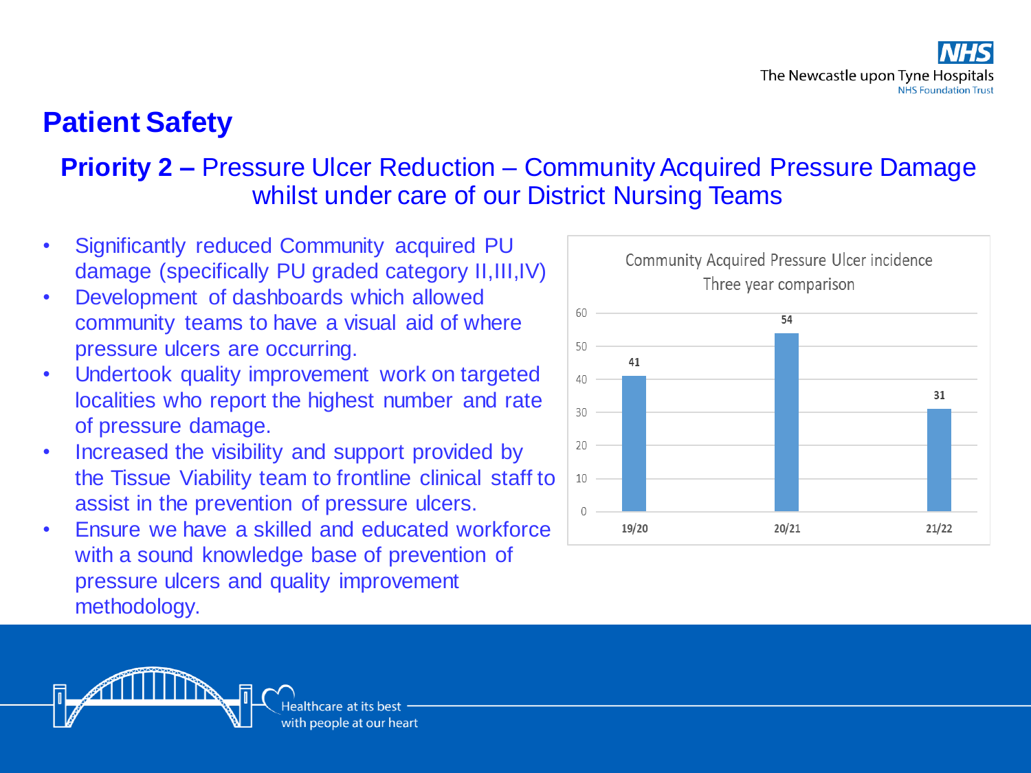## Patient Safety

### **Priority 2 –** Pressure Ulcer Reduction – Community Acquired Pressure Damage whilst under care of our District Nursing Teams

- Significantly reduced Community acquired PU damage (specifically PU graded category II,III,IV)
- Development of dashboards which allowed community teams to have a visual aid of where pressure ulcers are occurring.
- Undertook quality improvement work on targeted localities who report the highest number and rate of pressure damage.
- Increased the visibility and support provided by the Tissue Viability team to frontline clinical staff to assist in the prevention of pressure ulcers.
- Ensure we have a skilled and educated workforce with a sound knowledge base of prevention of pressure ulcers and quality improvement methodology.

Community Acquired Pressure Ulcer incidence
Three year comparison

| Year | Incidence |
|---|---|
| 19/20 | 41 |
| 20/21 | 54 |
| 21/22 | 31 |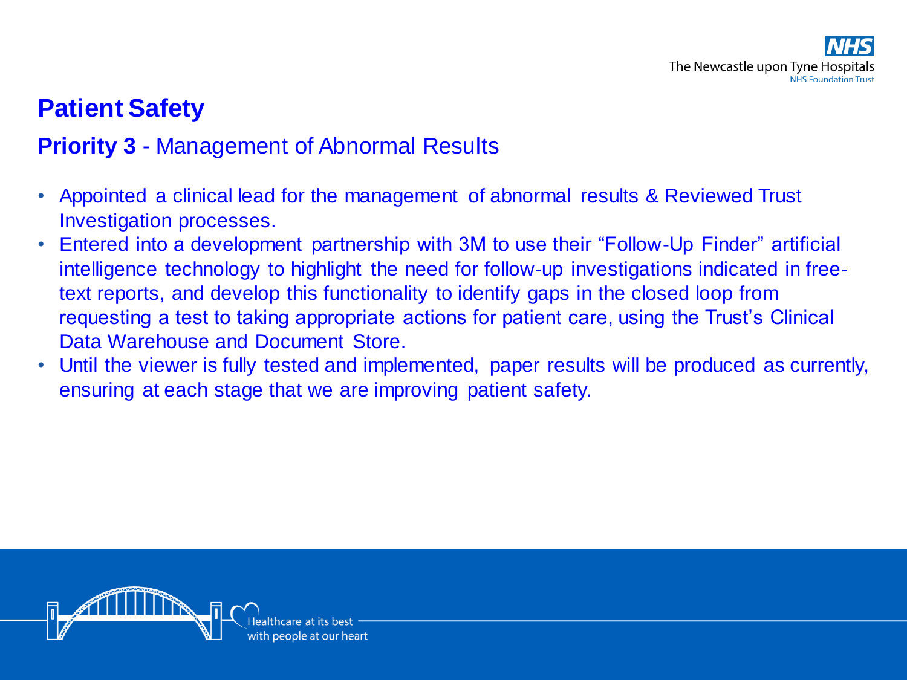## Patient Safety

### **Priority 3** - Management of Abnormal Results

- Appointed a clinical lead for the management of abnormal results & Reviewed Trust Investigation processes.
- Entered into a development partnership with 3M to use their "Follow-Up Finder" artificial intelligence technology to highlight the need for follow-up investigations indicated in free-text reports, and develop this functionality to identify gaps in the closed loop from requesting a test to taking appropriate actions for patient care, using the Trust's Clinical Data Warehouse and Document Store.
- Until the viewer is fully tested and implemented, paper results will be produced as currently, ensuring at each stage that we are improving patient safety.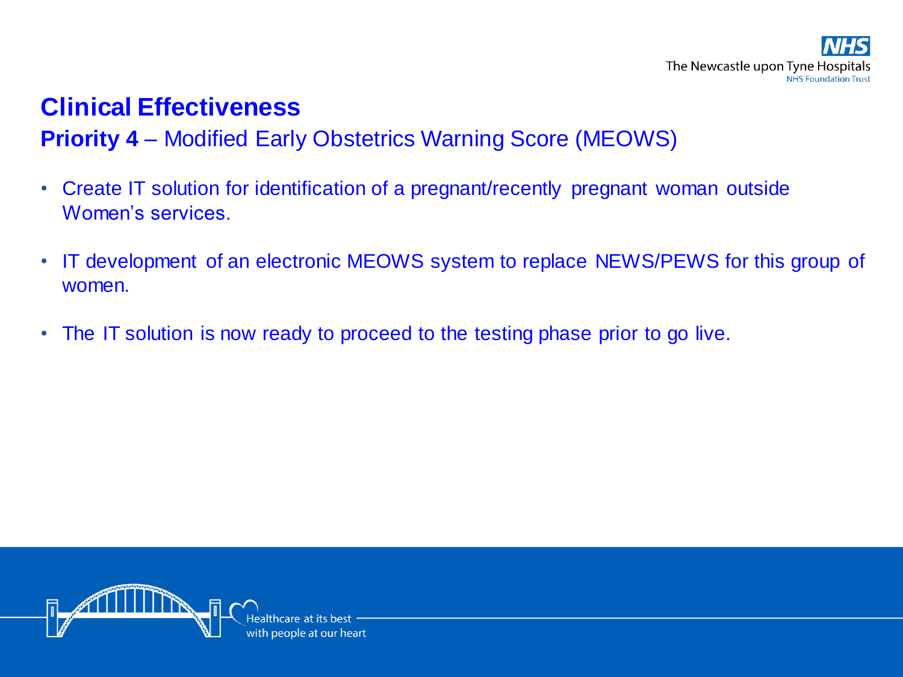# Clinical Effectiveness

## **Priority 4** – Modified Early Obstetrics Warning Score (MEOWS)

- Create IT solution for identification of a pregnant/recently pregnant woman outside Women's services.
- IT development of an electronic MEOWS system to replace NEWS/PEWS for this group of women.
- The IT solution is now ready to proceed to the testing phase prior to go live.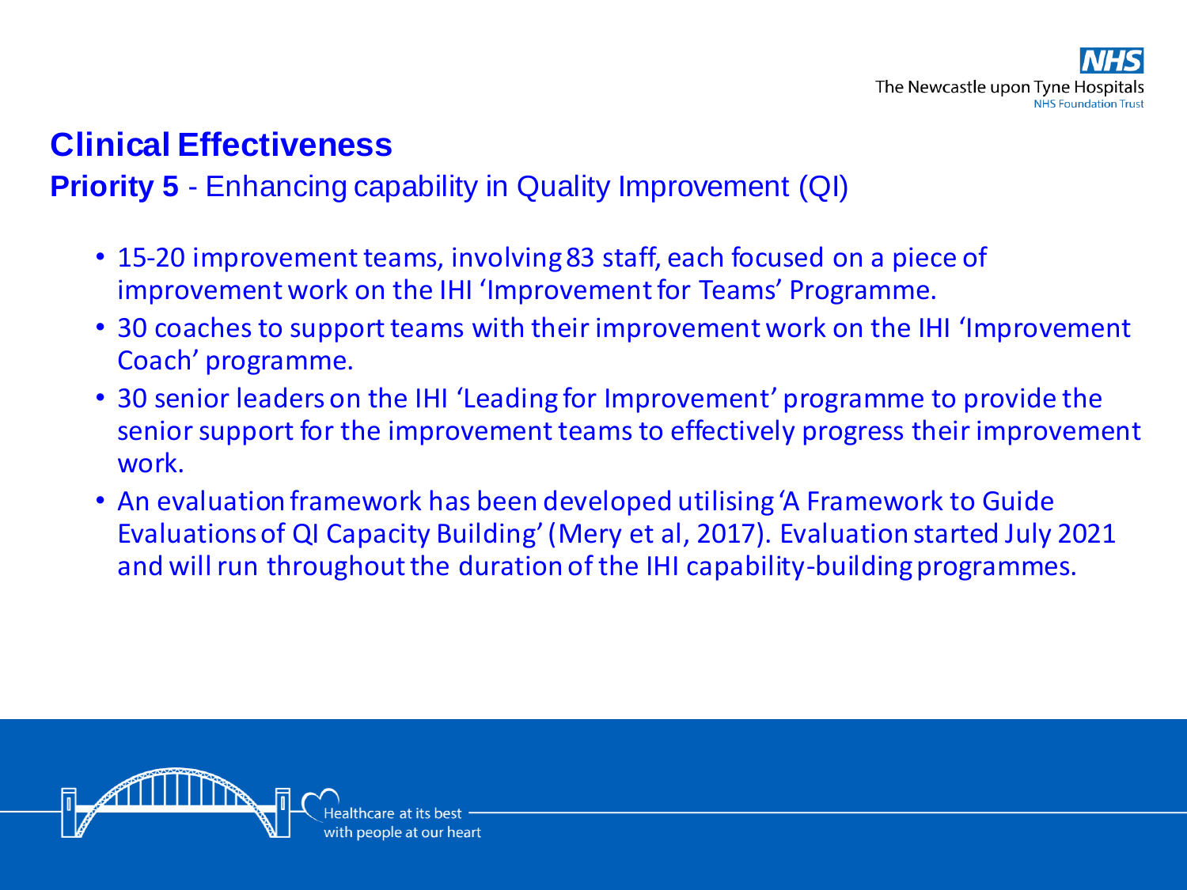## Clinical Effectiveness

**Priority 5** - Enhancing capability in Quality Improvement (QI)

- 15-20 improvement teams, involving 83 staff, each focused on a piece of improvement work on the IHI 'Improvement for Teams' Programme.
- 30 coaches to support teams with their improvement work on the IHI 'Improvement Coach' programme.
- 30 senior leaders on the IHI 'Leading for Improvement' programme to provide the senior support for the improvement teams to effectively progress their improvement work.
- An evaluation framework has been developed utilising 'A Framework to Guide Evaluations of QI Capacity Building' (Mery et al, 2017). Evaluation started July 2021 and will run throughout the duration of the IHI capability-building programmes.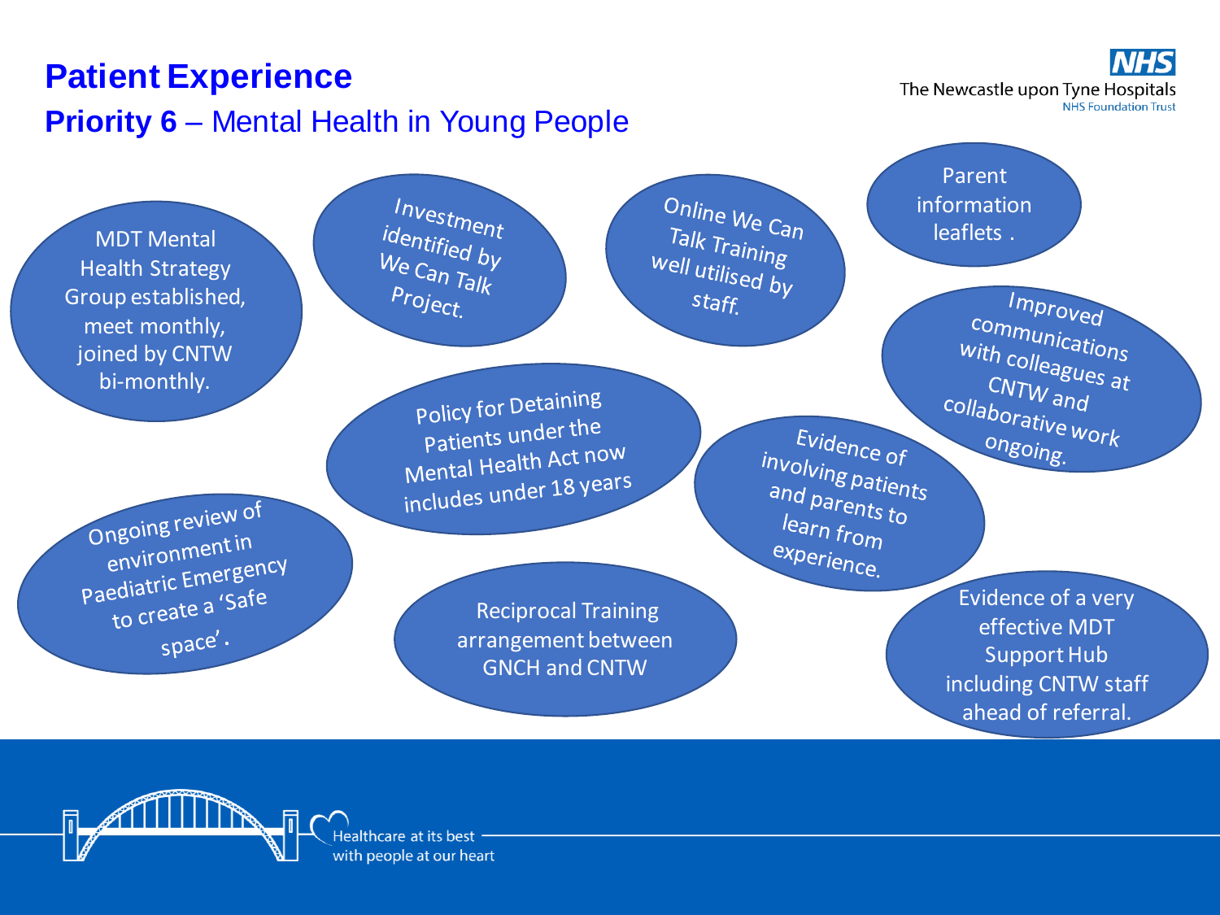# Patient Experience

## Priority 6 – Mental Health in Young People

- MDT Mental Health Strategy Group established, meet monthly, joined by CNTW bi-monthly.
- Investment identified by We Can Talk Project.
- Online We Can Talk Training well utilised by staff.
- Parent information leaflets .
- Improved communications with colleagues at CNTW and collaborative work ongoing.
- Policy for Detaining Patients under the Mental Health Act now includes under 18 years
- Evidence of involving patients and parents to learn from experience.
- Ongoing review of environment in Paediatric Emergency to create a 'Safe space'.
- Reciprocal Training arrangement between GNCH and CNTW
- Evidence of a very effective MDT Support Hub including CNTW staff ahead of referral.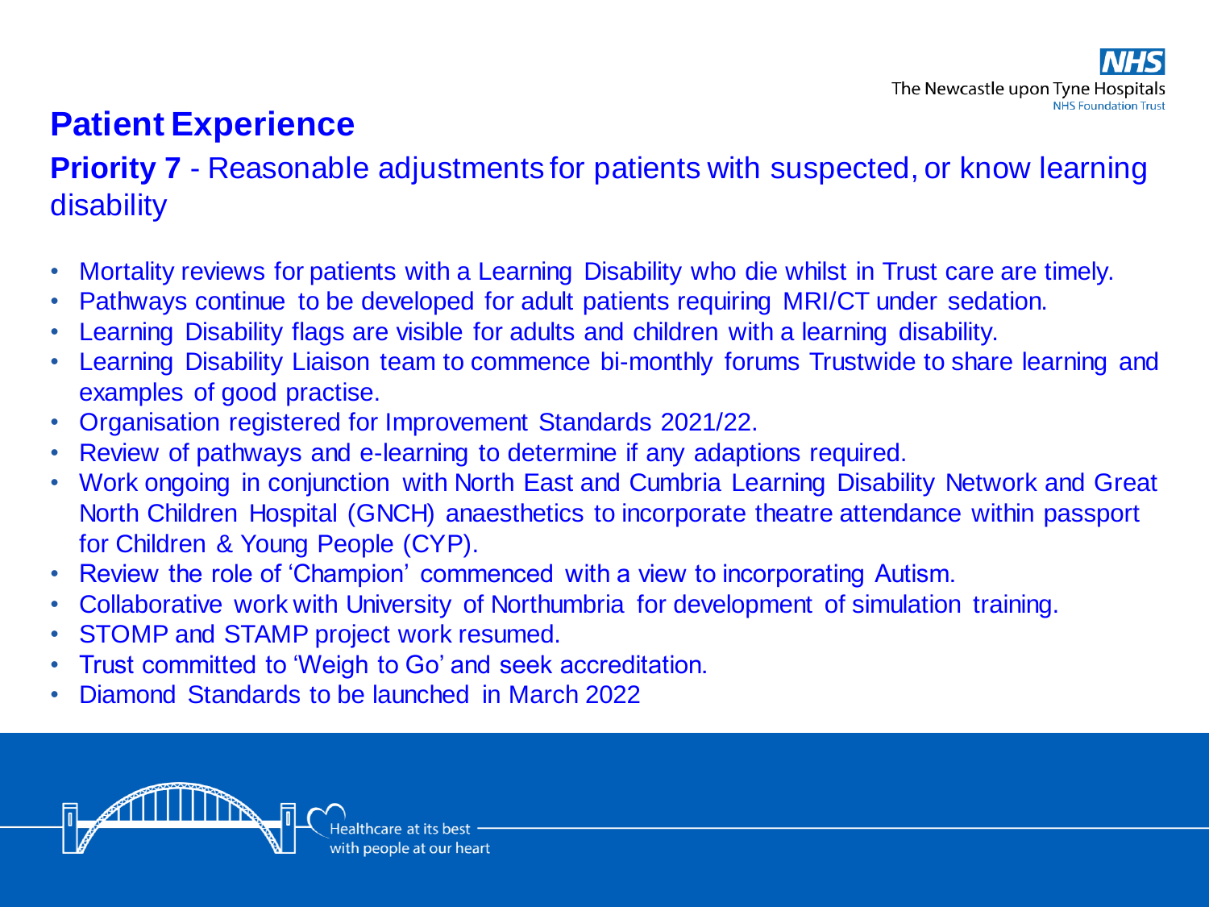# Patient Experience

**Priority 7** - Reasonable adjustments for patients with suspected, or know learning disability

- Mortality reviews for patients with a Learning Disability who die whilst in Trust care are timely.
- Pathways continue to be developed for adult patients requiring MRI/CT under sedation.
- Learning Disability flags are visible for adults and children with a learning disability.
- Learning Disability Liaison team to commence bi-monthly forums Trustwide to share learning and examples of good practise.
- Organisation registered for Improvement Standards 2021/22.
- Review of pathways and e-learning to determine if any adaptions required.
- Work ongoing in conjunction with North East and Cumbria Learning Disability Network and Great North Children Hospital (GNCH) anaesthetics to incorporate theatre attendance within passport for Children & Young People (CYP).
- Review the role of 'Champion' commenced with a view to incorporating Autism.
- Collaborative work with University of Northumbria for development of simulation training.
- STOMP and STAMP project work resumed.
- Trust committed to 'Weigh to Go' and seek accreditation.
- Diamond Standards to be launched in March 2022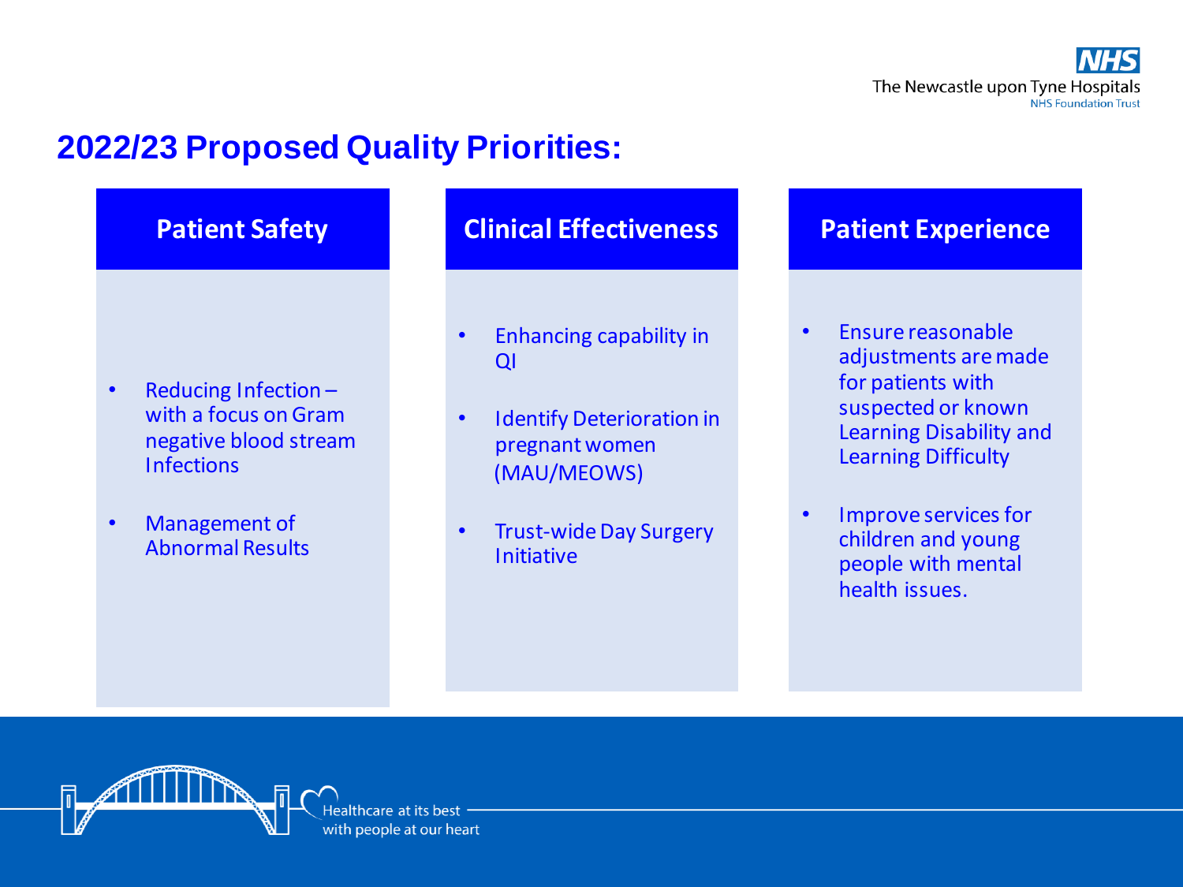## 2022/23 Proposed Quality Priorities:

### Patient Safety

- Reducing Infection – with a focus on Gram negative blood stream Infections
- Management of Abnormal Results

### Clinical Effectiveness

- Enhancing capability in QI
- Identify Deterioration in pregnant women (MAU/MEOWS)
- Trust-wide Day Surgery Initiative

### Patient Experience

- Ensure reasonable adjustments are made for patients with suspected or known Learning Disability and Learning Difficulty
- Improve services for children and young people with mental health issues.